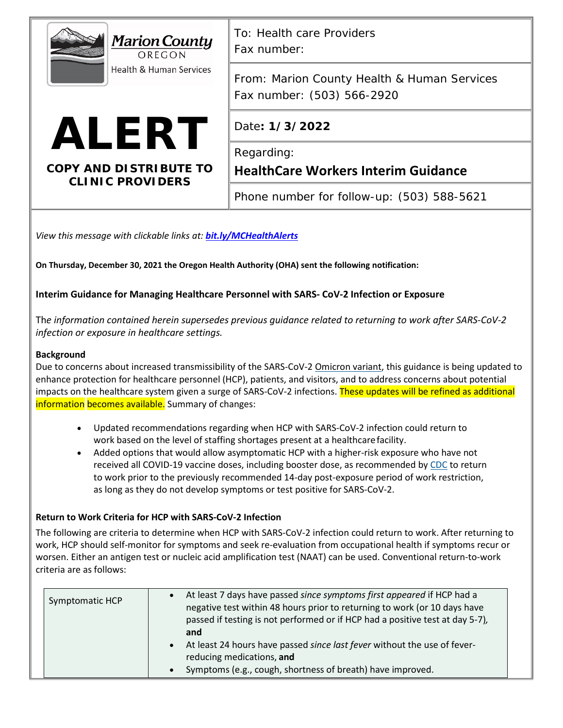Marion County OREGON Health & Human Services

# ALERT

**COPY AND DISTRIBUTE TO CLINIC PROVIDERS**

| | |
|---|---|
| To: Health care Providers<br>Fax number: | |
| From: Marion County Health & Human Services<br>Fax number: (503) 566-2920 | |
| Date: **1/3/2022** | |
| Regarding:<br>**HealthCare Workers Interim Guidance** | |
| Phone number for follow-up: (503) 588-5621 | |

*View this message with clickable links at: **bit.ly/MCHealthAlerts***

**On Thursday, December 30, 2021 the Oregon Health Authority (OHA) sent the following notification:**

**Interim Guidance for Managing Healthcare Personnel with SARS- CoV-2 Infection or Exposure**

Th*e information contained herein supersedes previous guidance related to returning to work after SARS-CoV-2 infection or exposure in healthcare settings.*

**Background**

Due to concerns about increased transmissibility of the SARS-CoV-2 Omicron variant, this guidance is being updated to enhance protection for healthcare personnel (HCP), patients, and visitors, and to address concerns about potential impacts on the healthcare system given a surge of SARS-CoV-2 infections. These updates will be refined as additional information becomes available. Summary of changes:

- Updated recommendations regarding when HCP with SARS-CoV-2 infection could return to work based on the level of staffing shortages present at a healthcare facility.
- Added options that would allow asymptomatic HCP with a higher-risk exposure who have not received all COVID-19 vaccine doses, including booster dose, as recommended by CDC to return to work prior to the previously recommended 14-day post-exposure period of work restriction, as long as they do not develop symptoms or test positive for SARS-CoV-2.

**Return to Work Criteria for HCP with SARS-CoV-2 Infection**

The following are criteria to determine when HCP with SARS-CoV-2 infection could return to work. After returning to work, HCP should self-monitor for symptoms and seek re-evaluation from occupational health if symptoms recur or worsen. Either an antigen test or nucleic acid amplification test (NAAT) can be used. Conventional return-to-work criteria are as follows:

| | |
|---|---|
| Symptomatic HCP | • At least 7 days have passed *since symptoms first appeared* if HCP had a negative test within 48 hours prior to returning to work (or 10 days have passed if testing is not performed or if HCP had a positive test at day 5-7), **and**<br>• At least 24 hours have passed *since last fever* without the use of fever-reducing medications, **and**<br>• Symptoms (e.g., cough, shortness of breath) have improved. |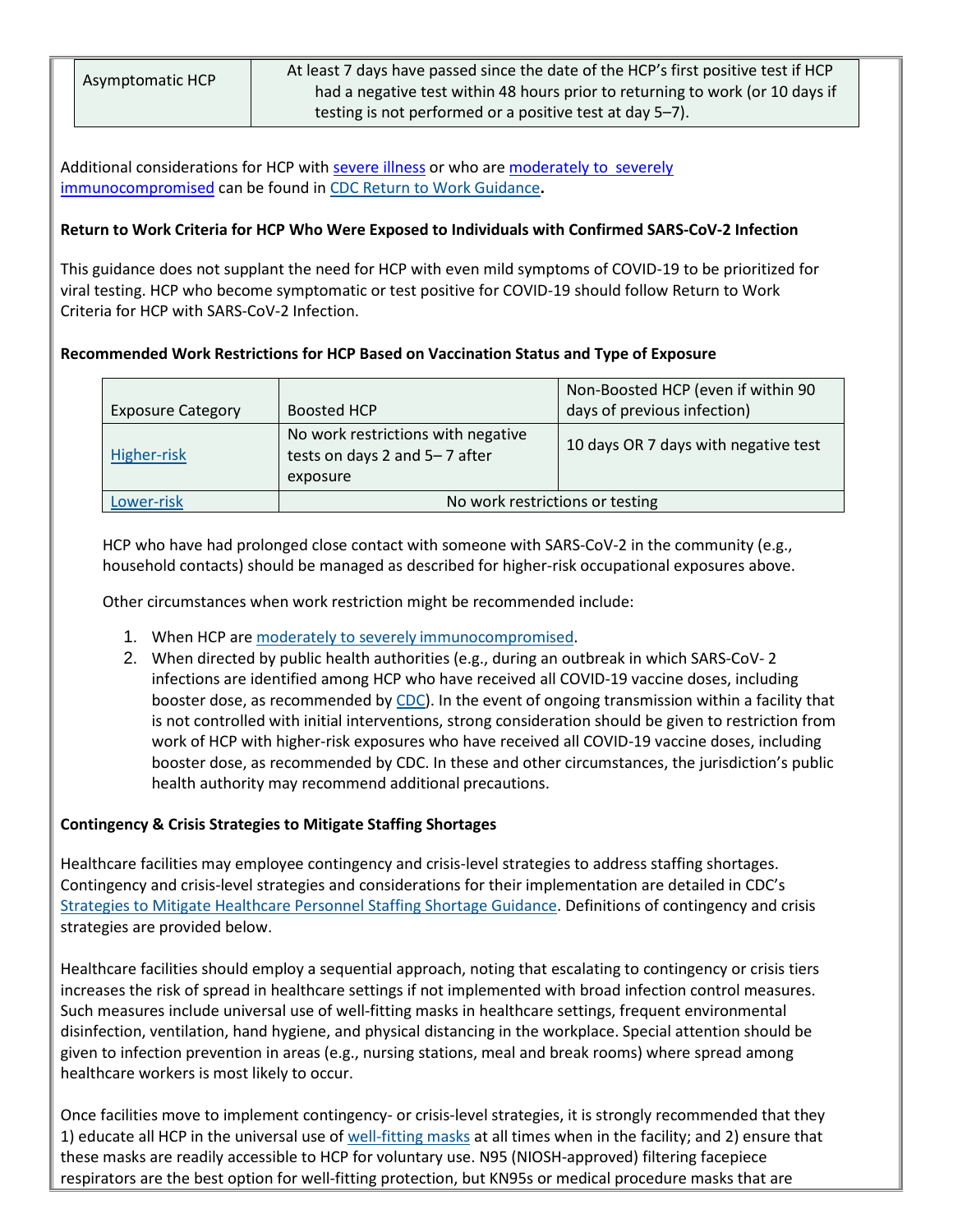| Asymptomatic HCP | At least 7 days have passed since the date of the HCP's first positive test if HCP had a negative test within 48 hours prior to returning to work (or 10 days if testing is not performed or a positive test at day 5–7). |
|---|---|

Additional considerations for HCP with severe illness or who are moderately to severely immunocompromised can be found in CDC Return to Work Guidance**.**

**Return to Work Criteria for HCP Who Were Exposed to Individuals with Confirmed SARS-CoV-2 Infection**

This guidance does not supplant the need for HCP with even mild symptoms of COVID-19 to be prioritized for viral testing. HCP who become symptomatic or test positive for COVID-19 should follow Return to Work Criteria for HCP with SARS-CoV-2 Infection.

**Recommended Work Restrictions for HCP Based on Vaccination Status and Type of Exposure**

| Exposure Category | Boosted HCP | Non-Boosted HCP (even if within 90 days of previous infection) |
|---|---|---|
| Higher-risk | No work restrictions with negative tests on days 2 and 5– 7 after exposure | 10 days OR 7 days with negative test |
| Lower-risk | No work restrictions or testing | |

HCP who have had prolonged close contact with someone with SARS-CoV-2 in the community (e.g., household contacts) should be managed as described for higher-risk occupational exposures above.

Other circumstances when work restriction might be recommended include:

1. When HCP are moderately to severely immunocompromised.
2. When directed by public health authorities (e.g., during an outbreak in which SARS-CoV- 2 infections are identified among HCP who have received all COVID-19 vaccine doses, including booster dose, as recommended by CDC). In the event of ongoing transmission within a facility that is not controlled with initial interventions, strong consideration should be given to restriction from work of HCP with higher-risk exposures who have received all COVID-19 vaccine doses, including booster dose, as recommended by CDC. In these and other circumstances, the jurisdiction's public health authority may recommend additional precautions.

**Contingency & Crisis Strategies to Mitigate Staffing Shortages**

Healthcare facilities may employee contingency and crisis-level strategies to address staffing shortages. Contingency and crisis-level strategies and considerations for their implementation are detailed in CDC's Strategies to Mitigate Healthcare Personnel Staffing Shortage Guidance. Definitions of contingency and crisis strategies are provided below.

Healthcare facilities should employ a sequential approach, noting that escalating to contingency or crisis tiers increases the risk of spread in healthcare settings if not implemented with broad infection control measures. Such measures include universal use of well-fitting masks in healthcare settings, frequent environmental disinfection, ventilation, hand hygiene, and physical distancing in the workplace. Special attention should be given to infection prevention in areas (e.g., nursing stations, meal and break rooms) where spread among healthcare workers is most likely to occur.

Once facilities move to implement contingency- or crisis-level strategies, it is strongly recommended that they 1) educate all HCP in the universal use of well-fitting masks at all times when in the facility; and 2) ensure that these masks are readily accessible to HCP for voluntary use. N95 (NIOSH-approved) filtering facepiece respirators are the best option for well-fitting protection, but KN95s or medical procedure masks that are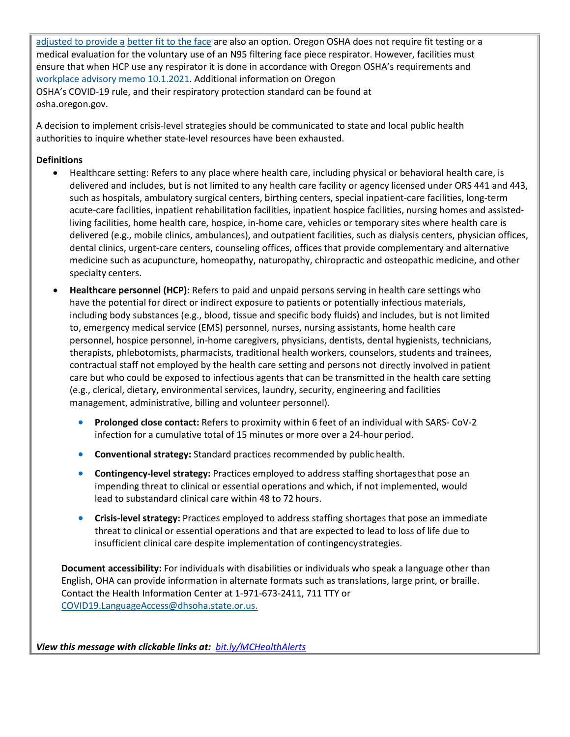adjusted to provide a better fit to the face are also an option. Oregon OSHA does not require fit testing or a medical evaluation for the voluntary use of an N95 filtering face piece respirator. However, facilities must ensure that when HCP use any respirator it is done in accordance with Oregon OSHA's requirements and workplace advisory memo 10.1.2021. Additional information on Oregon OSHA's COVID-19 rule, and their respiratory protection standard can be found at osha.oregon.gov.

A decision to implement crisis-level strategies should be communicated to state and local public health authorities to inquire whether state-level resources have been exhausted.

**Definitions**

- Healthcare setting: Refers to any place where health care, including physical or behavioral health care, is delivered and includes, but is not limited to any health care facility or agency licensed under ORS 441 and 443, such as hospitals, ambulatory surgical centers, birthing centers, special inpatient-care facilities, long-term acute-care facilities, inpatient rehabilitation facilities, inpatient hospice facilities, nursing homes and assisted-living facilities, home health care, hospice, in-home care, vehicles or temporary sites where health care is delivered (e.g., mobile clinics, ambulances), and outpatient facilities, such as dialysis centers, physician offices, dental clinics, urgent-care centers, counseling offices, offices that provide complementary and alternative medicine such as acupuncture, homeopathy, naturopathy, chiropractic and osteopathic medicine, and other specialty centers.
- **Healthcare personnel (HCP):** Refers to paid and unpaid persons serving in health care settings who have the potential for direct or indirect exposure to patients or potentially infectious materials, including body substances (e.g., blood, tissue and specific body fluids) and includes, but is not limited to, emergency medical service (EMS) personnel, nurses, nursing assistants, home health care personnel, hospice personnel, in-home caregivers, physicians, dentists, dental hygienists, technicians, therapists, phlebotomists, pharmacists, traditional health workers, counselors, students and trainees, contractual staff not employed by the health care setting and persons not directly involved in patient care but who could be exposed to infectious agents that can be transmitted in the health care setting (e.g., clerical, dietary, environmental services, laundry, security, engineering and facilities management, administrative, billing and volunteer personnel).
  - **Prolonged close contact:** Refers to proximity within 6 feet of an individual with SARS- CoV-2 infection for a cumulative total of 15 minutes or more over a 24-hour period.
  - **Conventional strategy:** Standard practices recommended by public health.
  - **Contingency-level strategy:** Practices employed to address staffing shortages that pose an impending threat to clinical or essential operations and which, if not implemented, would lead to substandard clinical care within 48 to 72 hours.
  - **Crisis-level strategy:** Practices employed to address staffing shortages that pose an immediate threat to clinical or essential operations and that are expected to lead to loss of life due to insufficient clinical care despite implementation of contingency strategies.

**Document accessibility:** For individuals with disabilities or individuals who speak a language other than English, OHA can provide information in alternate formats such as translations, large print, or braille. Contact the Health Information Center at 1-971-673-2411, 711 TTY or COVID19.LanguageAccess@dhsoha.state.or.us.

***View this message with clickable links at:*** *bit.ly/MCHealthAlerts*